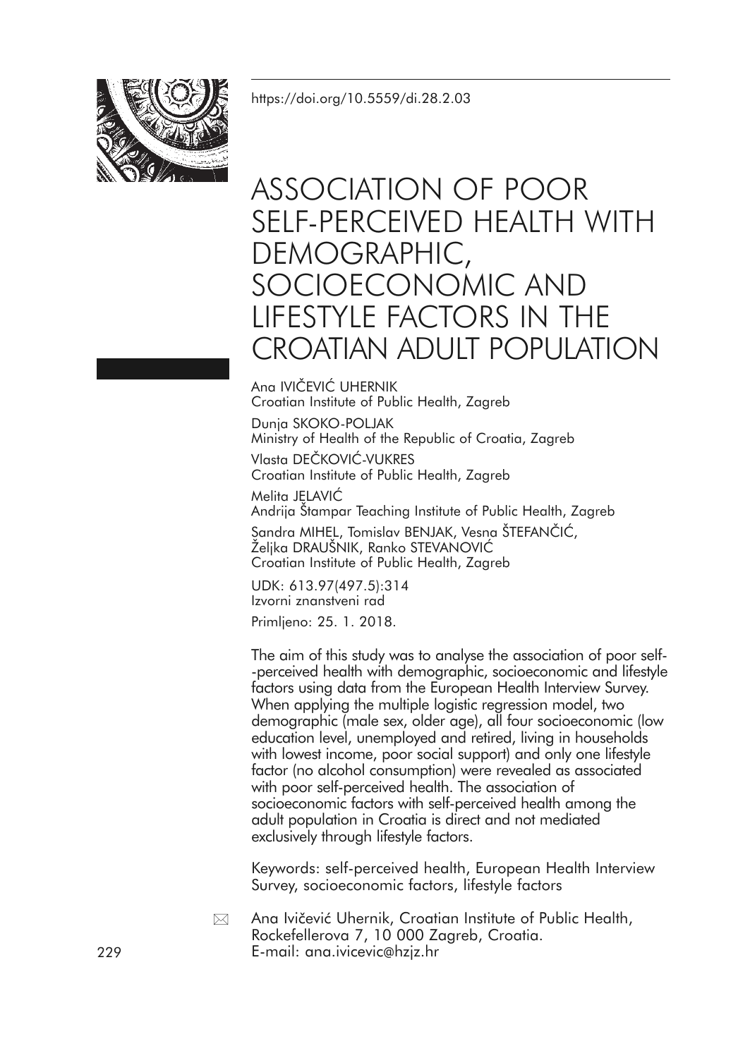https://doi.org/10.5559/di.28.2.03

# ASSOCIATION OF POOR SELF-PERCEIVED HEALTH WITH DEMOGRAPHIC, SOCIOECONOMIC AND LIFESTYLE FACTORS IN THE CROATIAN ADULT POPULATION

Ana IVIČEVIĆ UHERNIK
Croatian Institute of Public Health, Zagreb

Dunja SKOKO-POLJAK
Ministry of Health of the Republic of Croatia, Zagreb

Vlasta DEČKOVIĆ-VUKRES
Croatian Institute of Public Health, Zagreb

Melita JELAVIĆ
Andrija Štampar Teaching Institute of Public Health, Zagreb

Sandra MIHEL, Tomislav BENJAK, Vesna ŠTEFANČIĆ, Željka DRAUŠNIK, Ranko STEVANOVIĆ
Croatian Institute of Public Health, Zagreb

UDK: 613.97(497.5):314
Izvorni znanstveni rad

Primljeno: 25. 1. 2018.

The aim of this study was to analyse the association of poor self--perceived health with demographic, socioeconomic and lifestyle factors using data from the European Health Interview Survey. When applying the multiple logistic regression model, two demographic (male sex, older age), all four socioeconomic (low education level, unemployed and retired, living in households with lowest income, poor social support) and only one lifestyle factor (no alcohol consumption) were revealed as associated with poor self-perceived health. The association of socioeconomic factors with self-perceived health among the adult population in Croatia is direct and not mediated exclusively through lifestyle factors.

Keywords: self-perceived health, European Health Interview Survey, socioeconomic factors, lifestyle factors

Ana Ivičević Uhernik, Croatian Institute of Public Health, Rockefellerova 7, 10 000 Zagreb, Croatia.
E-mail: ana.ivicevic@hzjz.hr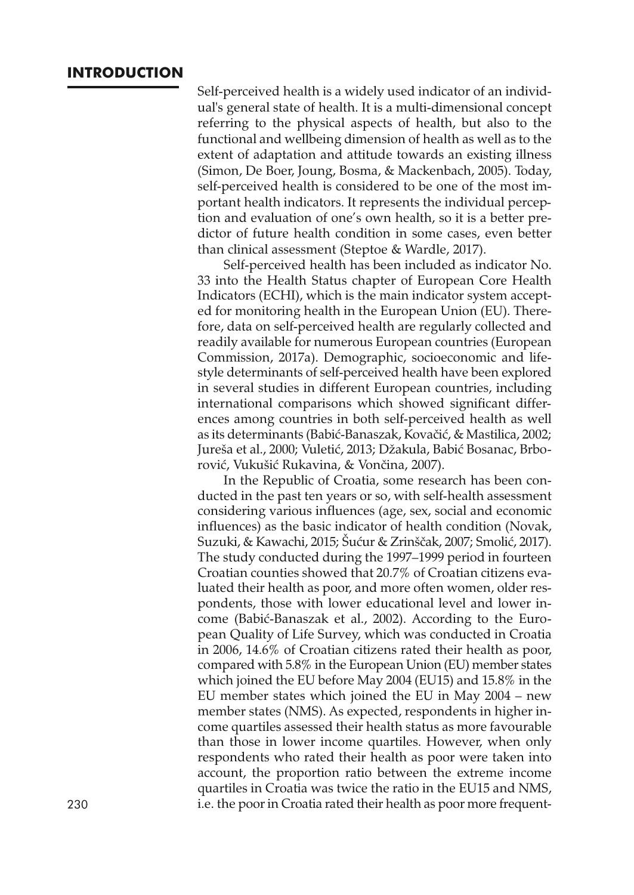## INTRODUCTION

Self-perceived health is a widely used indicator of an individual's general state of health. It is a multi-dimensional concept referring to the physical aspects of health, but also to the functional and wellbeing dimension of health as well as to the extent of adaptation and attitude towards an existing illness (Simon, De Boer, Joung, Bosma, & Mackenbach, 2005). Today, self-perceived health is considered to be one of the most important health indicators. It represents the individual perception and evaluation of one's own health, so it is a better predictor of future health condition in some cases, even better than clinical assessment (Steptoe & Wardle, 2017).

Self-perceived health has been included as indicator No. 33 into the Health Status chapter of European Core Health Indicators (ECHI), which is the main indicator system accepted for monitoring health in the European Union (EU). Therefore, data on self-perceived health are regularly collected and readily available for numerous European countries (European Commission, 2017a). Demographic, socioeconomic and lifestyle determinants of self-perceived health have been explored in several studies in different European countries, including international comparisons which showed significant differences among countries in both self-perceived health as well as its determinants (Babić-Banaszak, Kovačić, & Mastilica, 2002; Jureša et al., 2000; Vuletić, 2013; Džakula, Babić Bosanac, Brborović, Vukušić Rukavina, & Vončina, 2007).

In the Republic of Croatia, some research has been conducted in the past ten years or so, with self-health assessment considering various influences (age, sex, social and economic influences) as the basic indicator of health condition (Novak, Suzuki, & Kawachi, 2015; Šućur & Zrinščak, 2007; Smolić, 2017). The study conducted during the 1997–1999 period in fourteen Croatian counties showed that 20.7% of Croatian citizens evaluated their health as poor, and more often women, older respondents, those with lower educational level and lower income (Babić-Banaszak et al., 2002). According to the European Quality of Life Survey, which was conducted in Croatia in 2006, 14.6% of Croatian citizens rated their health as poor, compared with 5.8% in the European Union (EU) member states which joined the EU before May 2004 (EU15) and 15.8% in the EU member states which joined the EU in May 2004 – new member states (NMS). As expected, respondents in higher income quartiles assessed their health status as more favourable than those in lower income quartiles. However, when only respondents who rated their health as poor were taken into account, the proportion ratio between the extreme income quartiles in Croatia was twice the ratio in the EU15 and NMS, i.e. the poor in Croatia rated their health as poor more frequent-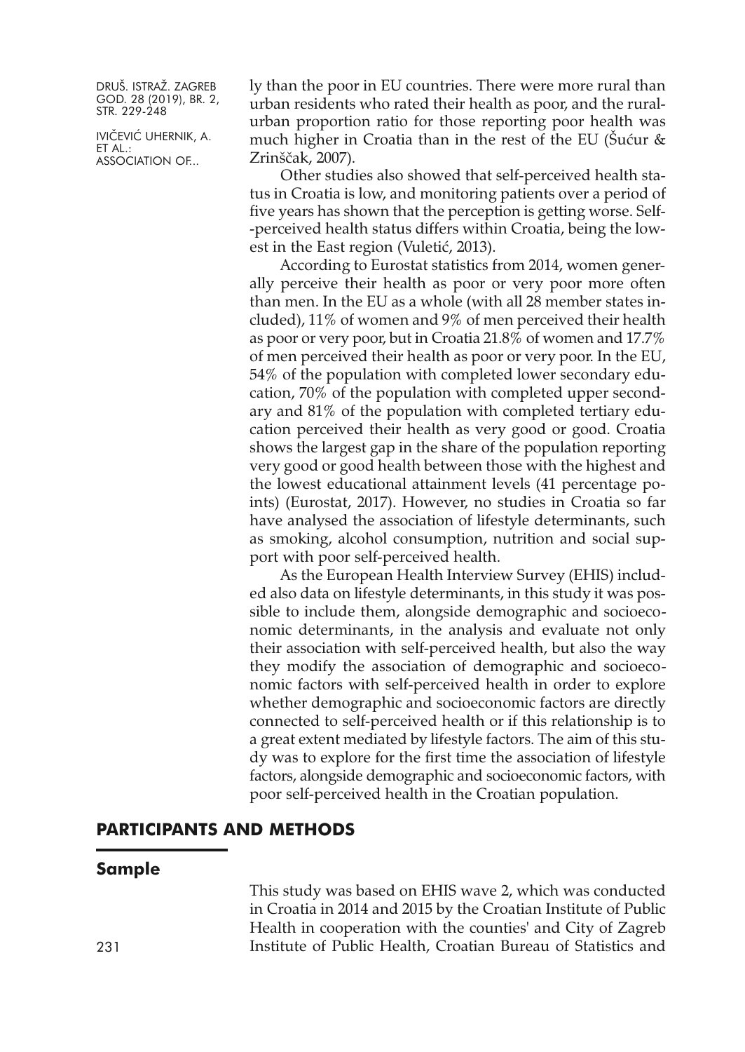ly than the poor in EU countries. There were more rural than urban residents who rated their health as poor, and the rural-urban proportion ratio for those reporting poor health was much higher in Croatia than in the rest of the EU (Šućur & Zrinščak, 2007).

Other studies also showed that self-perceived health status in Croatia is low, and monitoring patients over a period of five years has shown that the perception is getting worse. Self-perceived health status differs within Croatia, being the lowest in the East region (Vuletić, 2013).

According to Eurostat statistics from 2014, women generally perceive their health as poor or very poor more often than men. In the EU as a whole (with all 28 member states included), 11% of women and 9% of men perceived their health as poor or very poor, but in Croatia 21.8% of women and 17.7% of men perceived their health as poor or very poor. In the EU, 54% of the population with completed lower secondary education, 70% of the population with completed upper secondary and 81% of the population with completed tertiary education perceived their health as very good or good. Croatia shows the largest gap in the share of the population reporting very good or good health between those with the highest and the lowest educational attainment levels (41 percentage points) (Eurostat, 2017). However, no studies in Croatia so far have analysed the association of lifestyle determinants, such as smoking, alcohol consumption, nutrition and social support with poor self-perceived health.

As the European Health Interview Survey (EHIS) included also data on lifestyle determinants, in this study it was possible to include them, alongside demographic and socioeconomic determinants, in the analysis and evaluate not only their association with self-perceived health, but also the way they modify the association of demographic and socioeconomic factors with self-perceived health in order to explore whether demographic and socioeconomic factors are directly connected to self-perceived health or if this relationship is to a great extent mediated by lifestyle factors. The aim of this study was to explore for the first time the association of lifestyle factors, alongside demographic and socioeconomic factors, with poor self-perceived health in the Croatian population.

## PARTICIPANTS AND METHODS

### Sample

This study was based on EHIS wave 2, which was conducted in Croatia in 2014 and 2015 by the Croatian Institute of Public Health in cooperation with the counties' and City of Zagreb Institute of Public Health, Croatian Bureau of Statistics and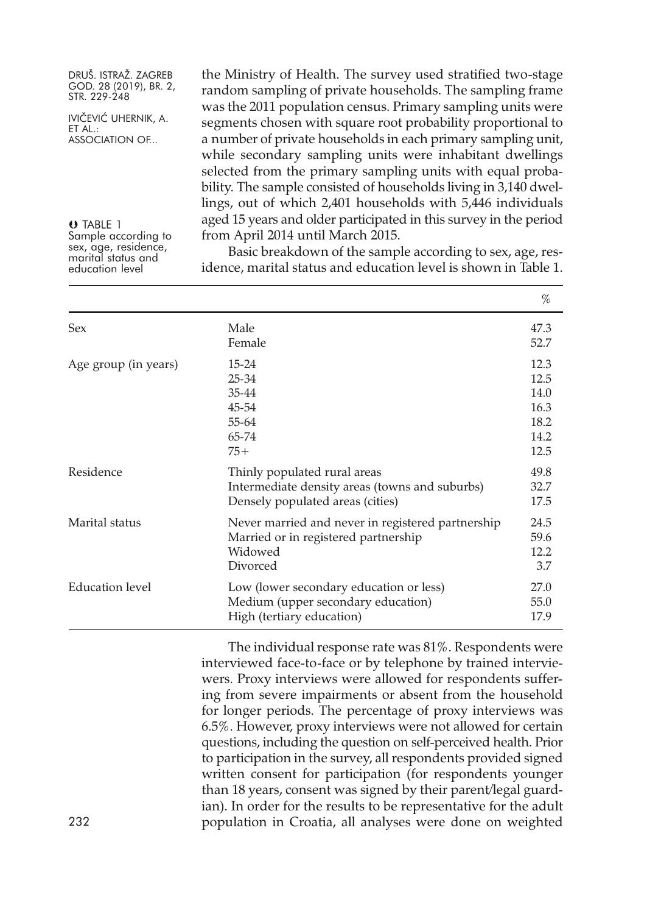the Ministry of Health. The survey used stratified two-stage random sampling of private households. The sampling frame was the 2011 population census. Primary sampling units were segments chosen with square root probability proportional to a number of private households in each primary sampling unit, while secondary sampling units were inhabitant dwellings selected from the primary sampling units with equal probability. The sample consisted of households living in 3,140 dwellings, out of which 2,401 households with 5,446 individuals aged 15 years and older participated in this survey in the period from April 2014 until March 2015.

Basic breakdown of the sample according to sex, age, residence, marital status and education level is shown in Table 1.

TABLE 1
Sample according to sex, age, residence, marital status and education level

| | | % |
|---|---|---|
| Sex | Male | 47.3 |
| | Female | 52.7 |
| Age group (in years) | 15-24 | 12.3 |
| | 25-34 | 12.5 |
| | 35-44 | 14.0 |
| | 45-54 | 16.3 |
| | 55-64 | 18.2 |
| | 65-74 | 14.2 |
| | 75+ | 12.5 |
| Residence | Thinly populated rural areas | 49.8 |
| | Intermediate density areas (towns and suburbs) | 32.7 |
| | Densely populated areas (cities) | 17.5 |
| Marital status | Never married and never in registered partnership | 24.5 |
| | Married or in registered partnership | 59.6 |
| | Widowed | 12.2 |
| | Divorced | 3.7 |
| Education level | Low (lower secondary education or less) | 27.0 |
| | Medium (upper secondary education) | 55.0 |
| | High (tertiary education) | 17.9 |

The individual response rate was 81%. Respondents were interviewed face-to-face or by telephone by trained interviewers. Proxy interviews were allowed for respondents suffering from severe impairments or absent from the household for longer periods. The percentage of proxy interviews was 6.5%. However, proxy interviews were not allowed for certain questions, including the question on self-perceived health. Prior to participation in the survey, all respondents provided signed written consent for participation (for respondents younger than 18 years, consent was signed by their parent/legal guardian). In order for the results to be representative for the adult population in Croatia, all analyses were done on weighted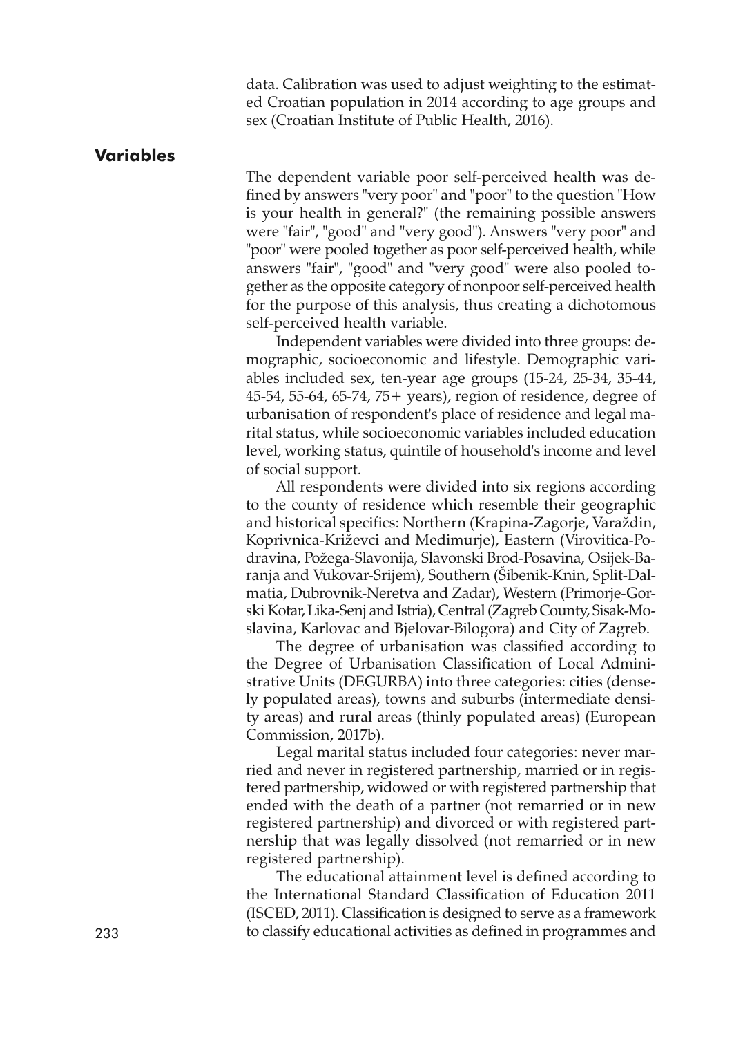data. Calibration was used to adjust weighting to the estimated Croatian population in 2014 according to age groups and sex (Croatian Institute of Public Health, 2016).

## Variables

The dependent variable poor self-perceived health was defined by answers "very poor" and "poor" to the question "How is your health in general?" (the remaining possible answers were "fair", "good" and "very good"). Answers "very poor" and "poor" were pooled together as poor self-perceived health, while answers "fair", "good" and "very good" were also pooled together as the opposite category of nonpoor self-perceived health for the purpose of this analysis, thus creating a dichotomous self-perceived health variable.

Independent variables were divided into three groups: demographic, socioeconomic and lifestyle. Demographic variables included sex, ten-year age groups (15-24, 25-34, 35-44, 45-54, 55-64, 65-74, 75+ years), region of residence, degree of urbanisation of respondent's place of residence and legal marital status, while socioeconomic variables included education level, working status, quintile of household's income and level of social support.

All respondents were divided into six regions according to the county of residence which resemble their geographic and historical specifics: Northern (Krapina-Zagorje, Varaždin, Koprivnica-Križevci and Međimurje), Eastern (Virovitica-Podravina, Požega-Slavonija, Slavonski Brod-Posavina, Osijek-Baranja and Vukovar-Srijem), Southern (Šibenik-Knin, Split-Dalmatia, Dubrovnik-Neretva and Zadar), Western (Primorje-Gorski Kotar, Lika-Senj and Istria), Central (Zagreb County, Sisak-Moslavina, Karlovac and Bjelovar-Bilogora) and City of Zagreb.

The degree of urbanisation was classified according to the Degree of Urbanisation Classification of Local Administrative Units (DEGURBA) into three categories: cities (densely populated areas), towns and suburbs (intermediate density areas) and rural areas (thinly populated areas) (European Commission, 2017b).

Legal marital status included four categories: never married and never in registered partnership, married or in registered partnership, widowed or with registered partnership that ended with the death of a partner (not remarried or in new registered partnership) and divorced or with registered partnership that was legally dissolved (not remarried or in new registered partnership).

The educational attainment level is defined according to the International Standard Classification of Education 2011 (ISCED, 2011). Classification is designed to serve as a framework to classify educational activities as defined in programmes and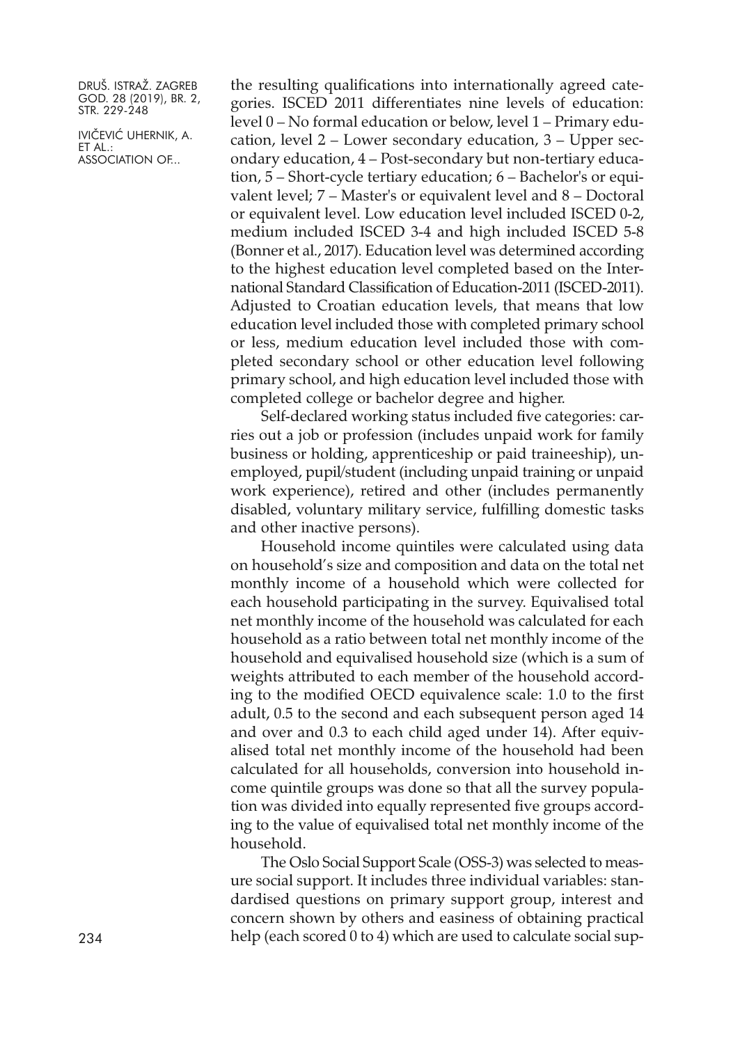the resulting qualifications into internationally agreed categories. ISCED 2011 differentiates nine levels of education: level 0 – No formal education or below, level 1 – Primary education, level 2 – Lower secondary education, 3 – Upper secondary education, 4 – Post-secondary but non-tertiary education, 5 – Short-cycle tertiary education; 6 – Bachelor's or equivalent level; 7 – Master's or equivalent level and 8 – Doctoral or equivalent level. Low education level included ISCED 0-2, medium included ISCED 3-4 and high included ISCED 5-8 (Bonner et al., 2017). Education level was determined according to the highest education level completed based on the International Standard Classification of Education-2011 (ISCED-2011). Adjusted to Croatian education levels, that means that low education level included those with completed primary school or less, medium education level included those with completed secondary school or other education level following primary school, and high education level included those with completed college or bachelor degree and higher.

Self-declared working status included five categories: carries out a job or profession (includes unpaid work for family business or holding, apprenticeship or paid traineeship), unemployed, pupil/student (including unpaid training or unpaid work experience), retired and other (includes permanently disabled, voluntary military service, fulfilling domestic tasks and other inactive persons).

Household income quintiles were calculated using data on household's size and composition and data on the total net monthly income of a household which were collected for each household participating in the survey. Equivalised total net monthly income of the household was calculated for each household as a ratio between total net monthly income of the household and equivalised household size (which is a sum of weights attributed to each member of the household according to the modified OECD equivalence scale: 1.0 to the first adult, 0.5 to the second and each subsequent person aged 14 and over and 0.3 to each child aged under 14). After equivalised total net monthly income of the household had been calculated for all households, conversion into household income quintile groups was done so that all the survey population was divided into equally represented five groups according to the value of equivalised total net monthly income of the household.

The Oslo Social Support Scale (OSS-3) was selected to measure social support. It includes three individual variables: standardised questions on primary support group, interest and concern shown by others and easiness of obtaining practical help (each scored 0 to 4) which are used to calculate social sup-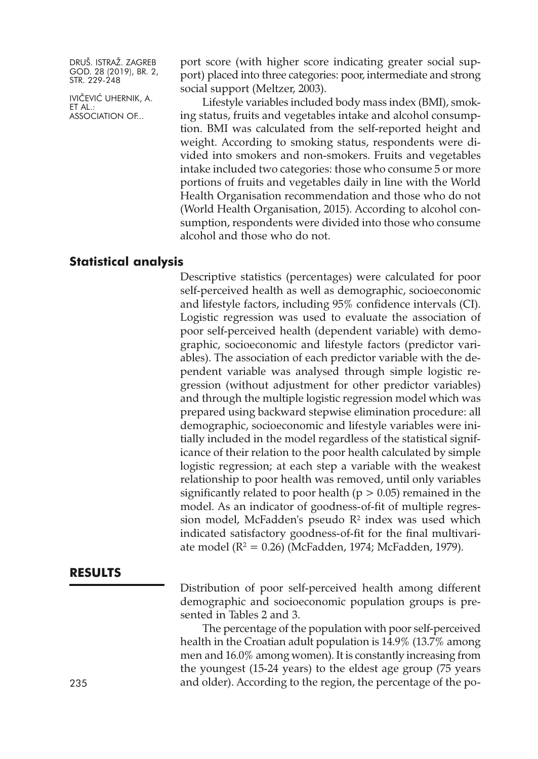port score (with higher score indicating greater social support) placed into three categories: poor, intermediate and strong social support (Meltzer, 2003).

Lifestyle variables included body mass index (BMI), smoking status, fruits and vegetables intake and alcohol consumption. BMI was calculated from the self-reported height and weight. According to smoking status, respondents were divided into smokers and non-smokers. Fruits and vegetables intake included two categories: those who consume 5 or more portions of fruits and vegetables daily in line with the World Health Organisation recommendation and those who do not (World Health Organisation, 2015). According to alcohol consumption, respondents were divided into those who consume alcohol and those who do not.

## Statistical analysis

Descriptive statistics (percentages) were calculated for poor self-perceived health as well as demographic, socioeconomic and lifestyle factors, including 95% confidence intervals (CI). Logistic regression was used to evaluate the association of poor self-perceived health (dependent variable) with demographic, socioeconomic and lifestyle factors (predictor variables). The association of each predictor variable with the dependent variable was analysed through simple logistic regression (without adjustment for other predictor variables) and through the multiple logistic regression model which was prepared using backward stepwise elimination procedure: all demographic, socioeconomic and lifestyle variables were initially included in the model regardless of the statistical significance of their relation to the poor health calculated by simple logistic regression; at each step a variable with the weakest relationship to poor health was removed, until only variables significantly related to poor health ($p > 0.05$) remained in the model. As an indicator of goodness-of-fit of multiple regression model, McFadden's pseudo $R^2$ index was used which indicated satisfactory goodness-of-fit for the final multivariate model ($R^2 = 0.26$) (McFadden, 1974; McFadden, 1979).

## RESULTS

Distribution of poor self-perceived health among different demographic and socioeconomic population groups is presented in Tables 2 and 3.

The percentage of the population with poor self-perceived health in the Croatian adult population is 14.9% (13.7% among men and 16.0% among women). It is constantly increasing from the youngest (15-24 years) to the eldest age group (75 years and older). According to the region, the percentage of the po-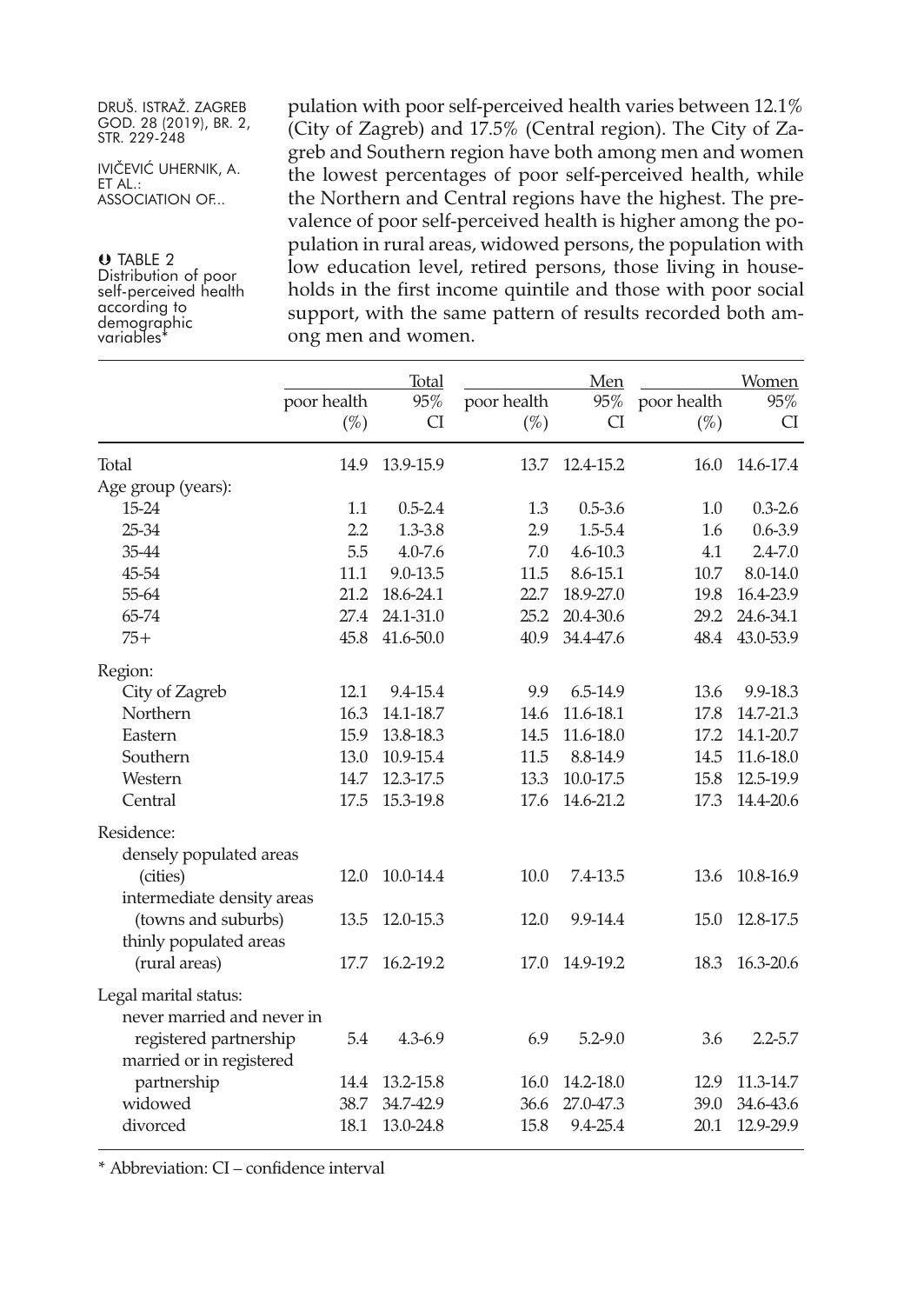pulation with poor self-perceived health varies between 12.1% (City of Zagreb) and 17.5% (Central region). The City of Zagreb and Southern region have both among men and women the lowest percentages of poor self-perceived health, while the Northern and Central regions have the highest. The prevalence of poor self-perceived health is higher among the population in rural areas, widowed persons, the population with low education level, retired persons, those living in households in the first income quintile and those with poor social support, with the same pattern of results recorded both among men and women.

TABLE 2
Distribution of poor self-perceived health according to demographic variables*

| | Total | | Men | | Women | |
|---|---|---|---|---|---|---|
| | poor health (%) | 95% CI | poor health (%) | 95% CI | poor health (%) | 95% CI |
| Total | 14.9 | 13.9-15.9 | 13.7 | 12.4-15.2 | 16.0 | 14.6-17.4 |
| Age group (years): | | | | | | |
| 15-24 | 1.1 | 0.5-2.4 | 1.3 | 0.5-3.6 | 1.0 | 0.3-2.6 |
| 25-34 | 2.2 | 1.3-3.8 | 2.9 | 1.5-5.4 | 1.6 | 0.6-3.9 |
| 35-44 | 5.5 | 4.0-7.6 | 7.0 | 4.6-10.3 | 4.1 | 2.4-7.0 |
| 45-54 | 11.1 | 9.0-13.5 | 11.5 | 8.6-15.1 | 10.7 | 8.0-14.0 |
| 55-64 | 21.2 | 18.6-24.1 | 22.7 | 18.9-27.0 | 19.8 | 16.4-23.9 |
| 65-74 | 27.4 | 24.1-31.0 | 25.2 | 20.4-30.6 | 29.2 | 24.6-34.1 |
| 75+ | 45.8 | 41.6-50.0 | 40.9 | 34.4-47.6 | 48.4 | 43.0-53.9 |
| Region: | | | | | | |
| City of Zagreb | 12.1 | 9.4-15.4 | 9.9 | 6.5-14.9 | 13.6 | 9.9-18.3 |
| Northern | 16.3 | 14.1-18.7 | 14.6 | 11.6-18.1 | 17.8 | 14.7-21.3 |
| Eastern | 15.9 | 13.8-18.3 | 14.5 | 11.6-18.0 | 17.2 | 14.1-20.7 |
| Southern | 13.0 | 10.9-15.4 | 11.5 | 8.8-14.9 | 14.5 | 11.6-18.0 |
| Western | 14.7 | 12.3-17.5 | 13.3 | 10.0-17.5 | 15.8 | 12.5-19.9 |
| Central | 17.5 | 15.3-19.8 | 17.6 | 14.6-21.2 | 17.3 | 14.4-20.6 |
| Residence: | | | | | | |
| densely populated areas (cities) | 12.0 | 10.0-14.4 | 10.0 | 7.4-13.5 | 13.6 | 10.8-16.9 |
| intermediate density areas (towns and suburbs) | 13.5 | 12.0-15.3 | 12.0 | 9.9-14.4 | 15.0 | 12.8-17.5 |
| thinly populated areas (rural areas) | 17.7 | 16.2-19.2 | 17.0 | 14.9-19.2 | 18.3 | 16.3-20.6 |
| Legal marital status: | | | | | | |
| never married and never in registered partnership | 5.4 | 4.3-6.9 | 6.9 | 5.2-9.0 | 3.6 | 2.2-5.7 |
| married or in registered partnership | 14.4 | 13.2-15.8 | 16.0 | 14.2-18.0 | 12.9 | 11.3-14.7 |
| widowed | 38.7 | 34.7-42.9 | 36.6 | 27.0-47.3 | 39.0 | 34.6-43.6 |
| divorced | 18.1 | 13.0-24.8 | 15.8 | 9.4-25.4 | 20.1 | 12.9-29.9 |

* Abbreviation: CI – confidence interval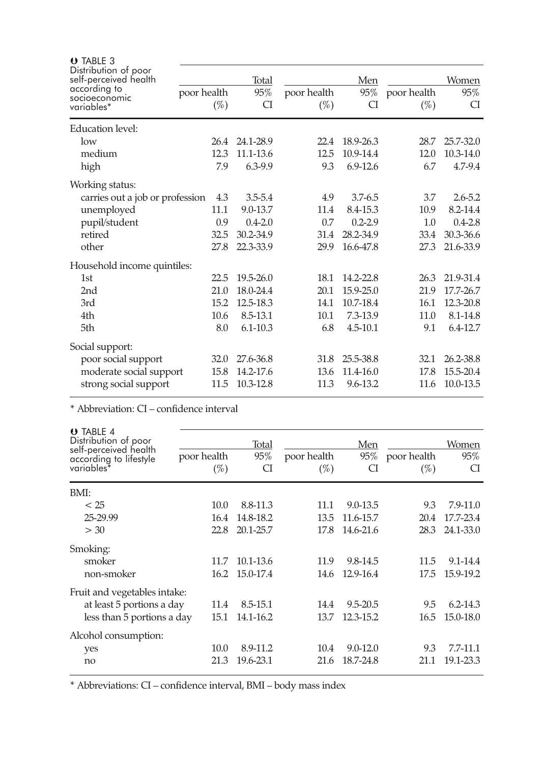**TABLE 3** Distribution of poor self-perceived health according to socioeconomic variables*

| | Total | | Men | | Women | |
|---|---|---|---|---|---|---|
| | poor health (%) | 95% CI | poor health (%) | 95% CI | poor health (%) | 95% CI |
| Education level: | | | | | | |
| low | 26.4 | 24.1-28.9 | 22.4 | 18.9-26.3 | 28.7 | 25.7-32.0 |
| medium | 12.3 | 11.1-13.6 | 12.5 | 10.9-14.4 | 12.0 | 10.3-14.0 |
| high | 7.9 | 6.3-9.9 | 9.3 | 6.9-12.6 | 6.7 | 4.7-9.4 |
| Working status: | | | | | | |
| carries out a job or profession | 4.3 | 3.5-5.4 | 4.9 | 3.7-6.5 | 3.7 | 2.6-5.2 |
| unemployed | 11.1 | 9.0-13.7 | 11.4 | 8.4-15.3 | 10.9 | 8.2-14.4 |
| pupil/student | 0.9 | 0.4-2.0 | 0.7 | 0.2-2.9 | 1.0 | 0.4-2.8 |
| retired | 32.5 | 30.2-34.9 | 31.4 | 28.2-34.9 | 33.4 | 30.3-36.6 |
| other | 27.8 | 22.3-33.9 | 29.9 | 16.6-47.8 | 27.3 | 21.6-33.9 |
| Household income quintiles: | | | | | | |
| 1st | 22.5 | 19.5-26.0 | 18.1 | 14.2-22.8 | 26.3 | 21.9-31.4 |
| 2nd | 21.0 | 18.0-24.4 | 20.1 | 15.9-25.0 | 21.9 | 17.7-26.7 |
| 3rd | 15.2 | 12.5-18.3 | 14.1 | 10.7-18.4 | 16.1 | 12.3-20.8 |
| 4th | 10.6 | 8.5-13.1 | 10.1 | 7.3-13.9 | 11.0 | 8.1-14.8 |
| 5th | 8.0 | 6.1-10.3 | 6.8 | 4.5-10.1 | 9.1 | 6.4-12.7 |
| Social support: | | | | | | |
| poor social support | 32.0 | 27.6-36.8 | 31.8 | 25.5-38.8 | 32.1 | 26.2-38.8 |
| moderate social support | 15.8 | 14.2-17.6 | 13.6 | 11.4-16.0 | 17.8 | 15.5-20.4 |
| strong social support | 11.5 | 10.3-12.8 | 11.3 | 9.6-13.2 | 11.6 | 10.0-13.5 |

* Abbreviation: CI – confidence interval

**TABLE 4** Distribution of poor self-perceived health according to lifestyle variables*

| | Total | | Men | | Women | |
|---|---|---|---|---|---|---|
| | poor health (%) | 95% CI | poor health (%) | 95% CI | poor health (%) | 95% CI |
| BMI: | | | | | | |
| < 25 | 10.0 | 8.8-11.3 | 11.1 | 9.0-13.5 | 9.3 | 7.9-11.0 |
| 25-29.99 | 16.4 | 14.8-18.2 | 13.5 | 11.6-15.7 | 20.4 | 17.7-23.4 |
| > 30 | 22.8 | 20.1-25.7 | 17.8 | 14.6-21.6 | 28.3 | 24.1-33.0 |
| Smoking: | | | | | | |
| smoker | 11.7 | 10.1-13.6 | 11.9 | 9.8-14.5 | 11.5 | 9.1-14.4 |
| non-smoker | 16.2 | 15.0-17.4 | 14.6 | 12.9-16.4 | 17.5 | 15.9-19.2 |
| Fruit and vegetables intake: | | | | | | |
| at least 5 portions a day | 11.4 | 8.5-15.1 | 14.4 | 9.5-20.5 | 9.5 | 6.2-14.3 |
| less than 5 portions a day | 15.1 | 14.1-16.2 | 13.7 | 12.3-15.2 | 16.5 | 15.0-18.0 |
| Alcohol consumption: | | | | | | |
| yes | 10.0 | 8.9-11.2 | 10.4 | 9.0-12.0 | 9.3 | 7.7-11.1 |
| no | 21.3 | 19.6-23.1 | 21.6 | 18.7-24.8 | 21.1 | 19.1-23.3 |

* Abbreviations: CI – confidence interval, BMI – body mass index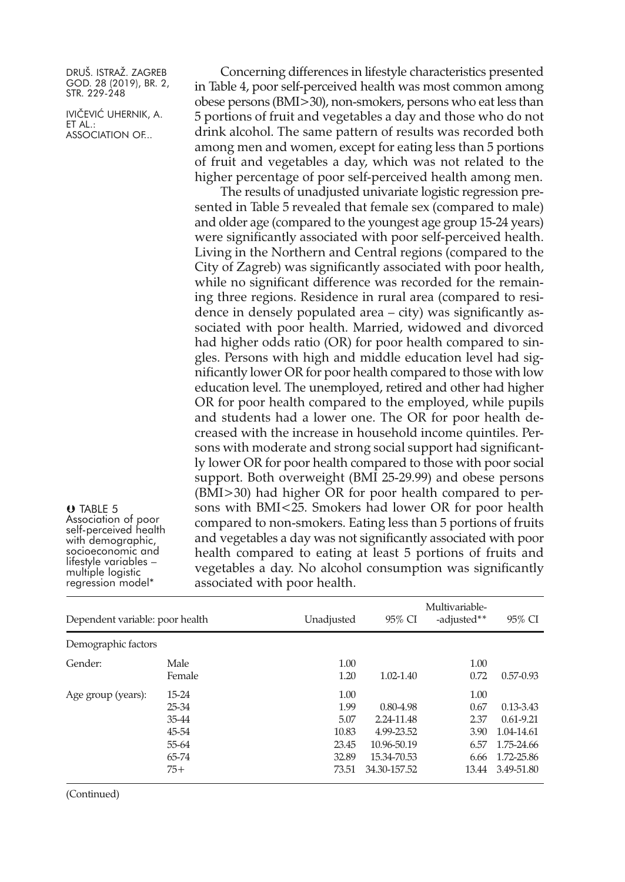Concerning differences in lifestyle characteristics presented in Table 4, poor self-perceived health was most common among obese persons (BMI>30), non-smokers, persons who eat less than 5 portions of fruit and vegetables a day and those who do not drink alcohol. The same pattern of results was recorded both among men and women, except for eating less than 5 portions of fruit and vegetables a day, which was not related to the higher percentage of poor self-perceived health among men.

The results of unadjusted univariate logistic regression presented in Table 5 revealed that female sex (compared to male) and older age (compared to the youngest age group 15-24 years) were significantly associated with poor self-perceived health. Living in the Northern and Central regions (compared to the City of Zagreb) was significantly associated with poor health, while no significant difference was recorded for the remaining three regions. Residence in rural area (compared to residence in densely populated area – city) was significantly associated with poor health. Married, widowed and divorced had higher odds ratio (OR) for poor health compared to singles. Persons with high and middle education level had significantly lower OR for poor health compared to those with low education level. The unemployed, retired and other had higher OR for poor health compared to the employed, while pupils and students had a lower one. The OR for poor health decreased with the increase in household income quintiles. Persons with moderate and strong social support had significantly lower OR for poor health compared to those with poor social support. Both overweight (BMI 25-29.99) and obese persons (BMI>30) had higher OR for poor health compared to persons with BMI<25. Smokers had lower OR for poor health compared to non-smokers. Eating less than 5 portions of fruits and vegetables a day was not significantly associated with poor health compared to eating at least 5 portions of fruits and vegetables a day. No alcohol consumption was significantly associated with poor health.

TABLE 5 Association of poor self-perceived health with demographic, socioeconomic and lifestyle variables – multiple logistic regression model*

| Dependent variable: poor health | | Unadjusted | 95% CI | Multivariable-adjusted** | 95% CI |
|---|---|---|---|---|---|
| Demographic factors | | | | | |
| Gender: | Male | 1.00 | | 1.00 | |
| | Female | 1.20 | 1.02-1.40 | 0.72 | 0.57-0.93 |
| Age group (years): | 15-24 | 1.00 | | 1.00 | |
| | 25-34 | 1.99 | 0.80-4.98 | 0.67 | 0.13-3.43 |
| | 35-44 | 5.07 | 2.24-11.48 | 2.37 | 0.61-9.21 |
| | 45-54 | 10.83 | 4.99-23.52 | 3.90 | 1.04-14.61 |
| | 55-64 | 23.45 | 10.96-50.19 | 6.57 | 1.75-24.66 |
| | 65-74 | 32.89 | 15.34-70.53 | 6.66 | 1.72-25.86 |
| | 75+ | 73.51 | 34.30-157.52 | 13.44 | 3.49-51.80 |

(Continued)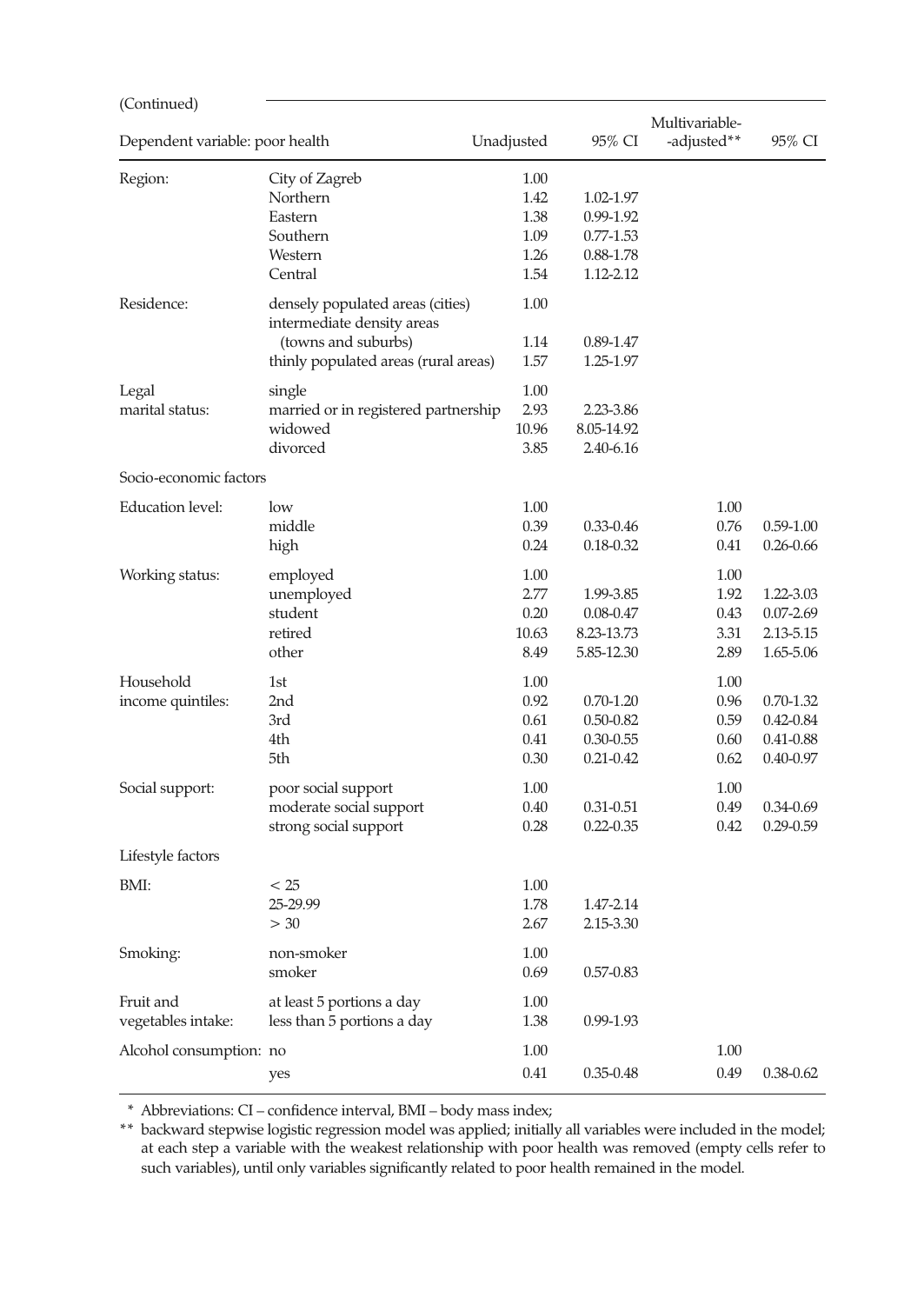(Continued)

| Dependent variable: poor health | | Unadjusted | 95% CI | Multivariable-adjusted** | 95% CI |
|---|---|---|---|---|---|
| Region: | City of Zagreb | 1.00 | | | |
| | Northern | 1.42 | 1.02-1.97 | | |
| | Eastern | 1.38 | 0.99-1.92 | | |
| | Southern | 1.09 | 0.77-1.53 | | |
| | Western | 1.26 | 0.88-1.78 | | |
| | Central | 1.54 | 1.12-2.12 | | |
| Residence: | densely populated areas (cities) | 1.00 | | | |
| | intermediate density areas (towns and suburbs) | 1.14 | 0.89-1.47 | | |
| | thinly populated areas (rural areas) | 1.57 | 1.25-1.97 | | |
| Legal marital status: | single | 1.00 | | | |
| | married or in registered partnership | 2.93 | 2.23-3.86 | | |
| | widowed | 10.96 | 8.05-14.92 | | |
| | divorced | 3.85 | 2.40-6.16 | | |
| Socio-economic factors | | | | | |
| Education level: | low | 1.00 | | 1.00 | |
| | middle | 0.39 | 0.33-0.46 | 0.76 | 0.59-1.00 |
| | high | 0.24 | 0.18-0.32 | 0.41 | 0.26-0.66 |
| Working status: | employed | 1.00 | | 1.00 | |
| | unemployed | 2.77 | 1.99-3.85 | 1.92 | 1.22-3.03 |
| | student | 0.20 | 0.08-0.47 | 0.43 | 0.07-2.69 |
| | retired | 10.63 | 8.23-13.73 | 3.31 | 2.13-5.15 |
| | other | 8.49 | 5.85-12.30 | 2.89 | 1.65-5.06 |
| Household income quintiles: | 1st | 1.00 | | 1.00 | |
| | 2nd | 0.92 | 0.70-1.20 | 0.96 | 0.70-1.32 |
| | 3rd | 0.61 | 0.50-0.82 | 0.59 | 0.42-0.84 |
| | 4th | 0.41 | 0.30-0.55 | 0.60 | 0.41-0.88 |
| | 5th | 0.30 | 0.21-0.42 | 0.62 | 0.40-0.97 |
| Social support: | poor social support | 1.00 | | 1.00 | |
| | moderate social support | 0.40 | 0.31-0.51 | 0.49 | 0.34-0.69 |
| | strong social support | 0.28 | 0.22-0.35 | 0.42 | 0.29-0.59 |
| Lifestyle factors | | | | | |
| BMI: | < 25 | 1.00 | | | |
| | 25-29.99 | 1.78 | 1.47-2.14 | | |
| | > 30 | 2.67 | 2.15-3.30 | | |
| Smoking: | non-smoker | 1.00 | | | |
| | smoker | 0.69 | 0.57-0.83 | | |
| Fruit and vegetables intake: | at least 5 portions a day | 1.00 | | | |
| | less than 5 portions a day | 1.38 | 0.99-1.93 | | |
| Alcohol consumption: | no | 1.00 | | 1.00 | |
| | yes | 0.41 | 0.35-0.48 | 0.49 | 0.38-0.62 |

\* Abbreviations: CI – confidence interval, BMI – body mass index;

** backward stepwise logistic regression model was applied; initially all variables were included in the model; at each step a variable with the weakest relationship with poor health was removed (empty cells refer to such variables), until only variables significantly related to poor health remained in the model.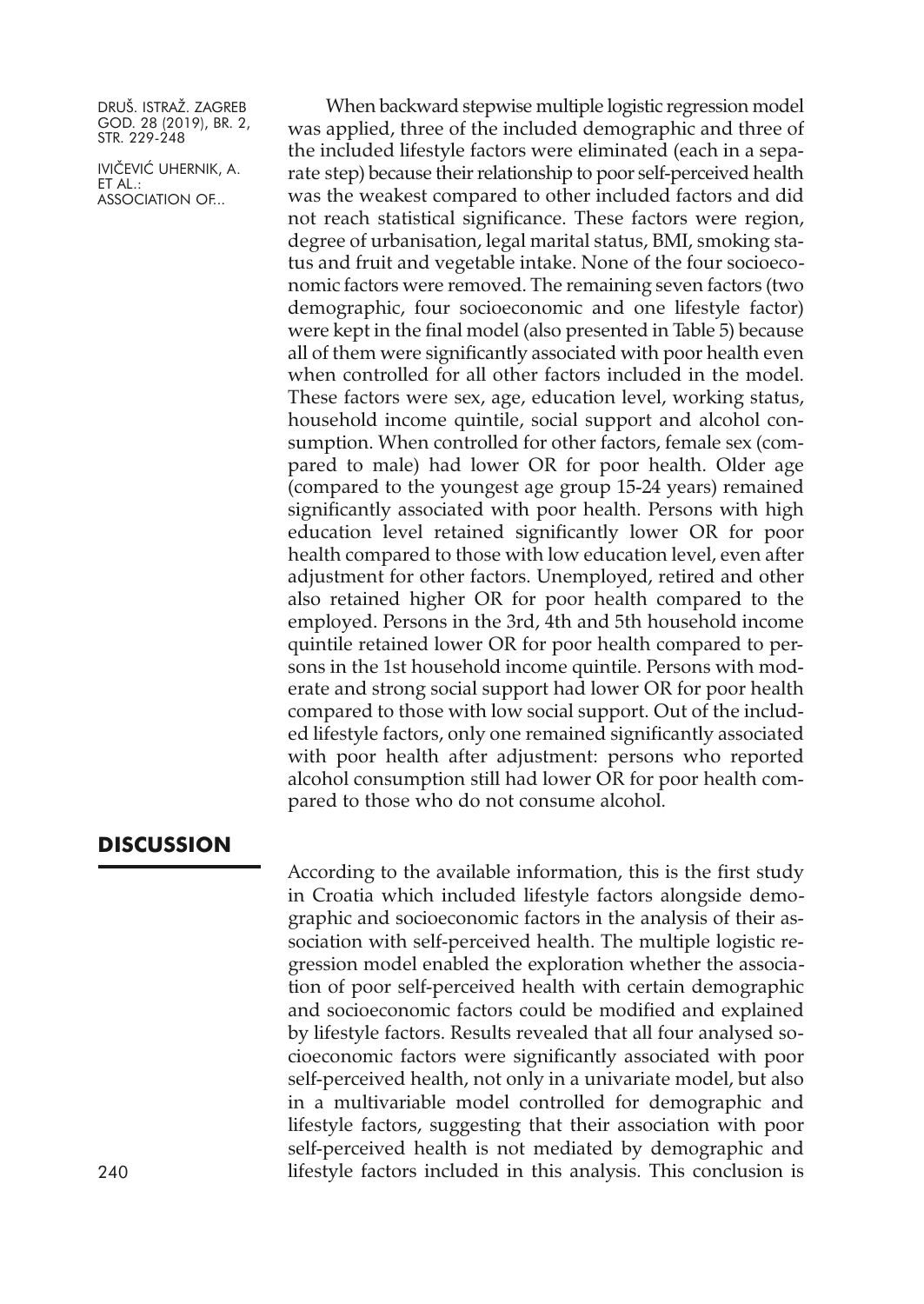When backward stepwise multiple logistic regression model was applied, three of the included demographic and three of the included lifestyle factors were eliminated (each in a separate step) because their relationship to poor self-perceived health was the weakest compared to other included factors and did not reach statistical significance. These factors were region, degree of urbanisation, legal marital status, BMI, smoking status and fruit and vegetable intake. None of the four socioeconomic factors were removed. The remaining seven factors (two demographic, four socioeconomic and one lifestyle factor) were kept in the final model (also presented in Table 5) because all of them were significantly associated with poor health even when controlled for all other factors included in the model. These factors were sex, age, education level, working status, household income quintile, social support and alcohol consumption. When controlled for other factors, female sex (compared to male) had lower OR for poor health. Older age (compared to the youngest age group 15-24 years) remained significantly associated with poor health. Persons with high education level retained significantly lower OR for poor health compared to those with low education level, even after adjustment for other factors. Unemployed, retired and other also retained higher OR for poor health compared to the employed. Persons in the 3rd, 4th and 5th household income quintile retained lower OR for poor health compared to persons in the 1st household income quintile. Persons with moderate and strong social support had lower OR for poor health compared to those with low social support. Out of the included lifestyle factors, only one remained significantly associated with poor health after adjustment: persons who reported alcohol consumption still had lower OR for poor health compared to those who do not consume alcohol.

## DISCUSSION

According to the available information, this is the first study in Croatia which included lifestyle factors alongside demographic and socioeconomic factors in the analysis of their association with self-perceived health. The multiple logistic regression model enabled the exploration whether the association of poor self-perceived health with certain demographic and socioeconomic factors could be modified and explained by lifestyle factors. Results revealed that all four analysed socioeconomic factors were significantly associated with poor self-perceived health, not only in a univariate model, but also in a multivariable model controlled for demographic and lifestyle factors, suggesting that their association with poor self-perceived health is not mediated by demographic and lifestyle factors included in this analysis. This conclusion is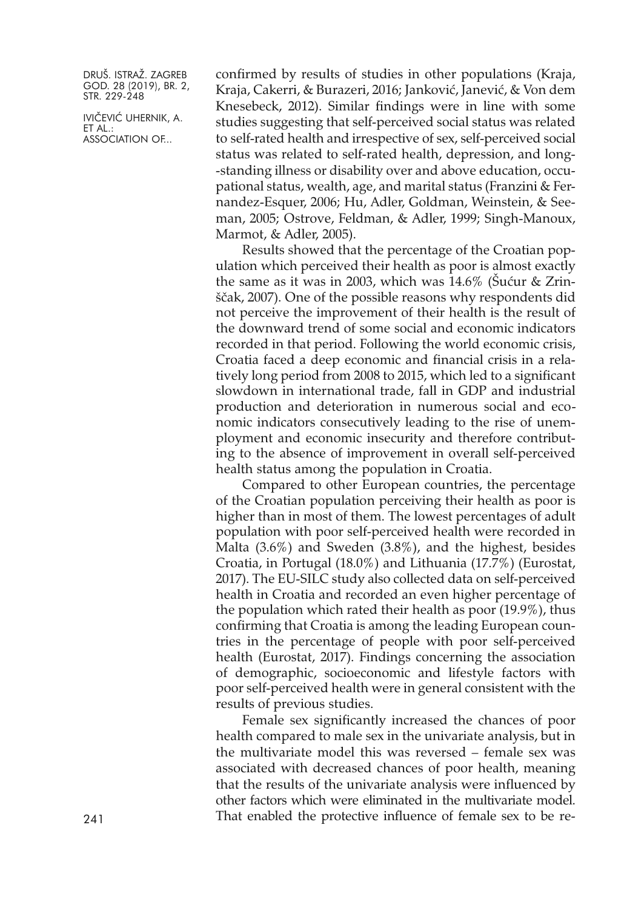confirmed by results of studies in other populations (Kraja, Kraja, Cakerri, & Burazeri, 2016; Janković, Janević, & Von dem Knesebeck, 2012). Similar findings were in line with some studies suggesting that self-perceived social status was related to self-rated health and irrespective of sex, self-perceived social status was related to self-rated health, depression, and long-standing illness or disability over and above education, occupational status, wealth, age, and marital status (Franzini & Fernandez-Esquer, 2006; Hu, Adler, Goldman, Weinstein, & Seeman, 2005; Ostrove, Feldman, & Adler, 1999; Singh-Manoux, Marmot, & Adler, 2005).

Results showed that the percentage of the Croatian population which perceived their health as poor is almost exactly the same as it was in 2003, which was 14.6% (Šućur & Zrinščak, 2007). One of the possible reasons why respondents did not perceive the improvement of their health is the result of the downward trend of some social and economic indicators recorded in that period. Following the world economic crisis, Croatia faced a deep economic and financial crisis in a relatively long period from 2008 to 2015, which led to a significant slowdown in international trade, fall in GDP and industrial production and deterioration in numerous social and economic indicators consecutively leading to the rise of unemployment and economic insecurity and therefore contributing to the absence of improvement in overall self-perceived health status among the population in Croatia.

Compared to other European countries, the percentage of the Croatian population perceiving their health as poor is higher than in most of them. The lowest percentages of adult population with poor self-perceived health were recorded in Malta (3.6%) and Sweden (3.8%), and the highest, besides Croatia, in Portugal (18.0%) and Lithuania (17.7%) (Eurostat, 2017). The EU-SILC study also collected data on self-perceived health in Croatia and recorded an even higher percentage of the population which rated their health as poor (19.9%), thus confirming that Croatia is among the leading European countries in the percentage of people with poor self-perceived health (Eurostat, 2017). Findings concerning the association of demographic, socioeconomic and lifestyle factors with poor self-perceived health were in general consistent with the results of previous studies.

Female sex significantly increased the chances of poor health compared to male sex in the univariate analysis, but in the multivariate model this was reversed – female sex was associated with decreased chances of poor health, meaning that the results of the univariate analysis were influenced by other factors which were eliminated in the multivariate model. That enabled the protective influence of female sex to be re-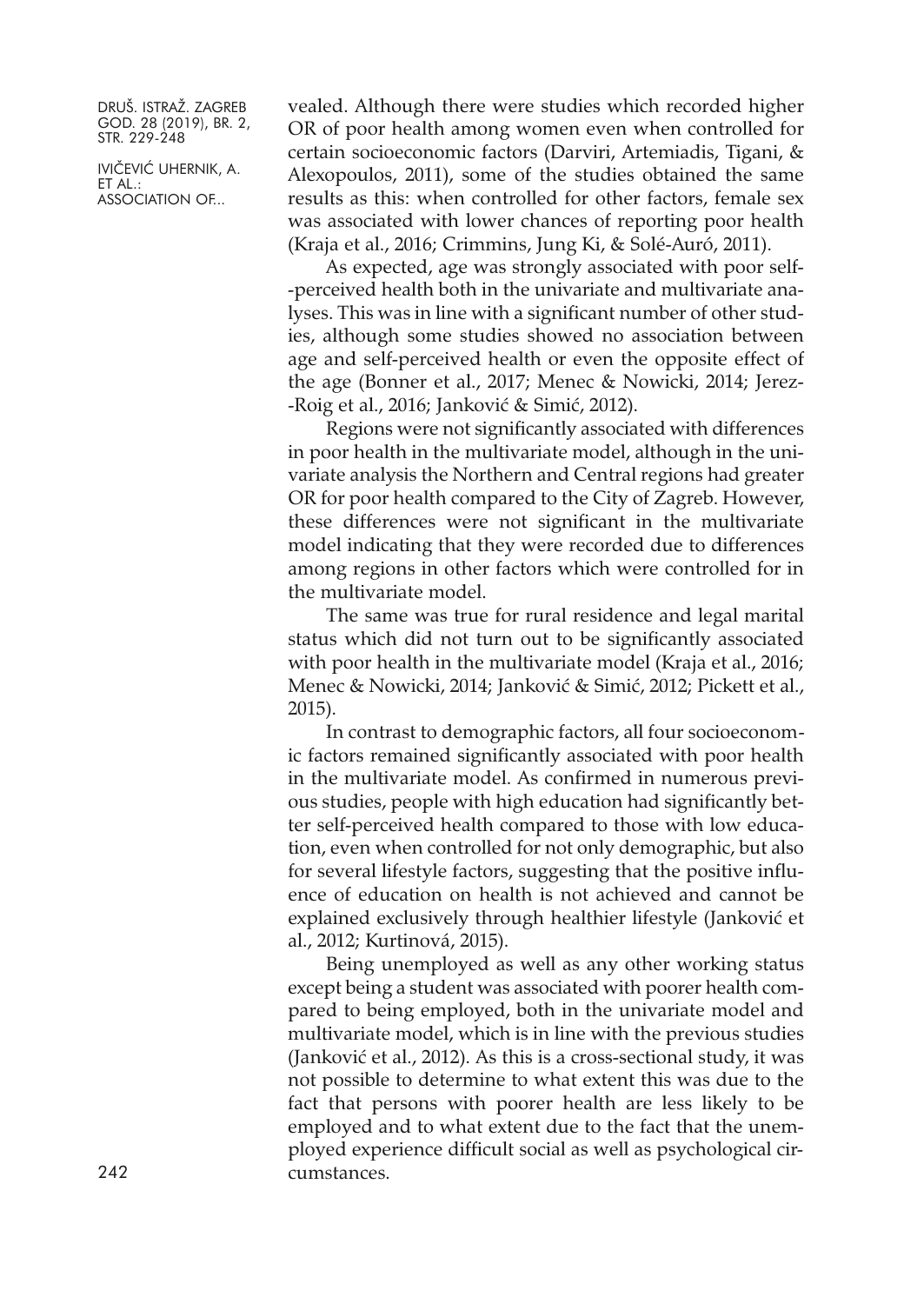vealed. Although there were studies which recorded higher OR of poor health among women even when controlled for certain socioeconomic factors (Darviri, Artemiadis, Tigani, & Alexopoulos, 2011), some of the studies obtained the same results as this: when controlled for other factors, female sex was associated with lower chances of reporting poor health (Kraja et al., 2016; Crimmins, Jung Ki, & Solé-Auró, 2011).

As expected, age was strongly associated with poor self-perceived health both in the univariate and multivariate analyses. This was in line with a significant number of other studies, although some studies showed no association between age and self-perceived health or even the opposite effect of the age (Bonner et al., 2017; Menec & Nowicki, 2014; Jerez-Roig et al., 2016; Janković & Simić, 2012).

Regions were not significantly associated with differences in poor health in the multivariate model, although in the univariate analysis the Northern and Central regions had greater OR for poor health compared to the City of Zagreb. However, these differences were not significant in the multivariate model indicating that they were recorded due to differences among regions in other factors which were controlled for in the multivariate model.

The same was true for rural residence and legal marital status which did not turn out to be significantly associated with poor health in the multivariate model (Kraja et al., 2016; Menec & Nowicki, 2014; Janković & Simić, 2012; Pickett et al., 2015).

In contrast to demographic factors, all four socioeconomic factors remained significantly associated with poor health in the multivariate model. As confirmed in numerous previous studies, people with high education had significantly better self-perceived health compared to those with low education, even when controlled for not only demographic, but also for several lifestyle factors, suggesting that the positive influence of education on health is not achieved and cannot be explained exclusively through healthier lifestyle (Janković et al., 2012; Kurtinová, 2015).

Being unemployed as well as any other working status except being a student was associated with poorer health compared to being employed, both in the univariate model and multivariate model, which is in line with the previous studies (Janković et al., 2012). As this is a cross-sectional study, it was not possible to determine to what extent this was due to the fact that persons with poorer health are less likely to be employed and to what extent due to the fact that the unemployed experience difficult social as well as psychological circumstances.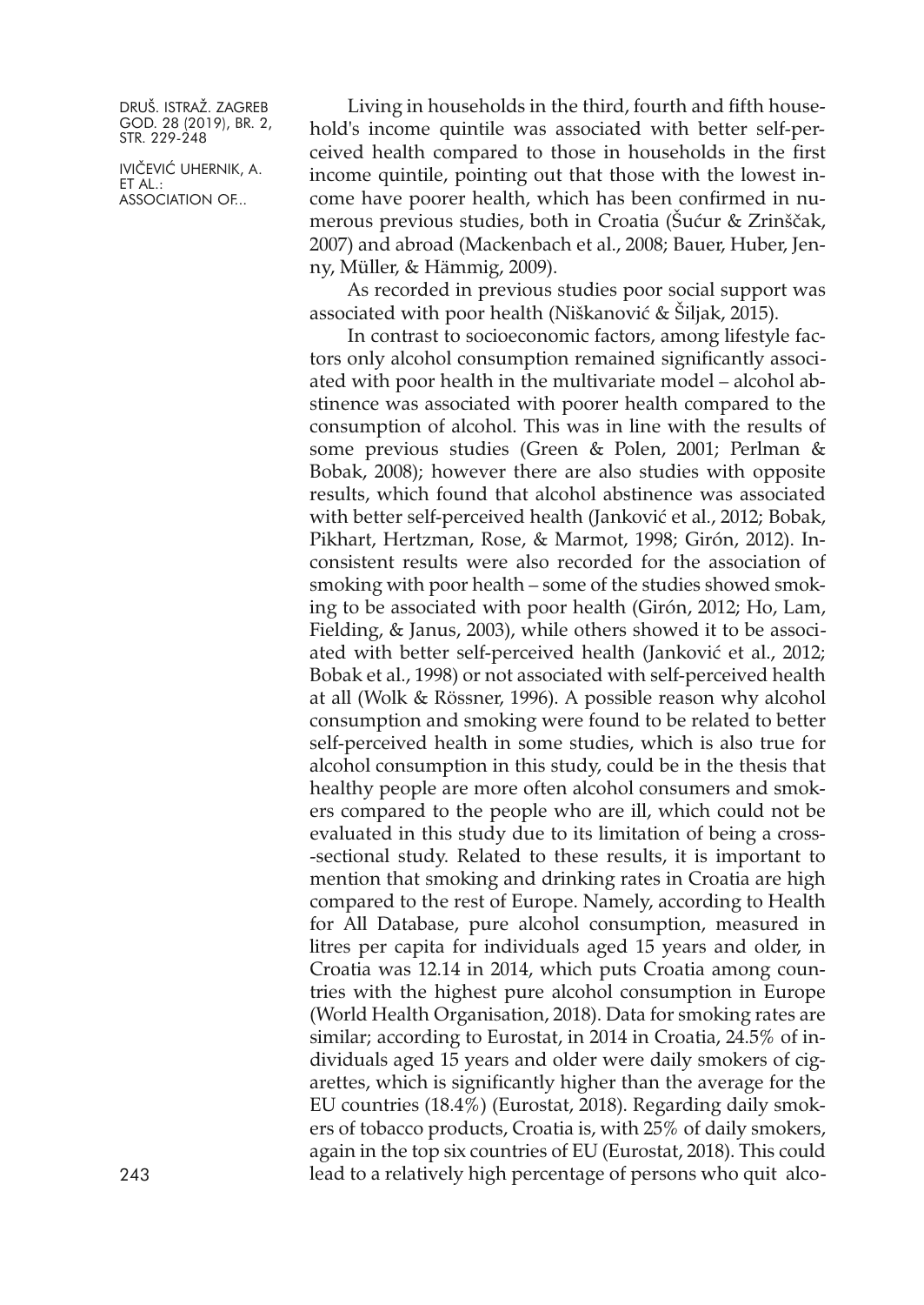Living in households in the third, fourth and fifth household's income quintile was associated with better self-perceived health compared to those in households in the first income quintile, pointing out that those with the lowest income have poorer health, which has been confirmed in numerous previous studies, both in Croatia (Šućur & Zrinščak, 2007) and abroad (Mackenbach et al., 2008; Bauer, Huber, Jenny, Müller, & Hämmig, 2009).

As recorded in previous studies poor social support was associated with poor health (Niškanović & Šiljak, 2015).

In contrast to socioeconomic factors, among lifestyle factors only alcohol consumption remained significantly associated with poor health in the multivariate model – alcohol abstinence was associated with poorer health compared to the consumption of alcohol. This was in line with the results of some previous studies (Green & Polen, 2001; Perlman & Bobak, 2008); however there are also studies with opposite results, which found that alcohol abstinence was associated with better self-perceived health (Janković et al., 2012; Bobak, Pikhart, Hertzman, Rose, & Marmot, 1998; Girón, 2012). Inconsistent results were also recorded for the association of smoking with poor health – some of the studies showed smoking to be associated with poor health (Girón, 2012; Ho, Lam, Fielding, & Janus, 2003), while others showed it to be associated with better self-perceived health (Janković et al., 2012; Bobak et al., 1998) or not associated with self-perceived health at all (Wolk & Rössner, 1996). A possible reason why alcohol consumption and smoking were found to be related to better self-perceived health in some studies, which is also true for alcohol consumption in this study, could be in the thesis that healthy people are more often alcohol consumers and smokers compared to the people who are ill, which could not be evaluated in this study due to its limitation of being a cross-sectional study. Related to these results, it is important to mention that smoking and drinking rates in Croatia are high compared to the rest of Europe. Namely, according to Health for All Database, pure alcohol consumption, measured in litres per capita for individuals aged 15 years and older, in Croatia was 12.14 in 2014, which puts Croatia among countries with the highest pure alcohol consumption in Europe (World Health Organisation, 2018). Data for smoking rates are similar; according to Eurostat, in 2014 in Croatia, 24.5% of individuals aged 15 years and older were daily smokers of cigarettes, which is significantly higher than the average for the EU countries (18.4%) (Eurostat, 2018). Regarding daily smokers of tobacco products, Croatia is, with 25% of daily smokers, again in the top six countries of EU (Eurostat, 2018). This could lead to a relatively high percentage of persons who quit alco-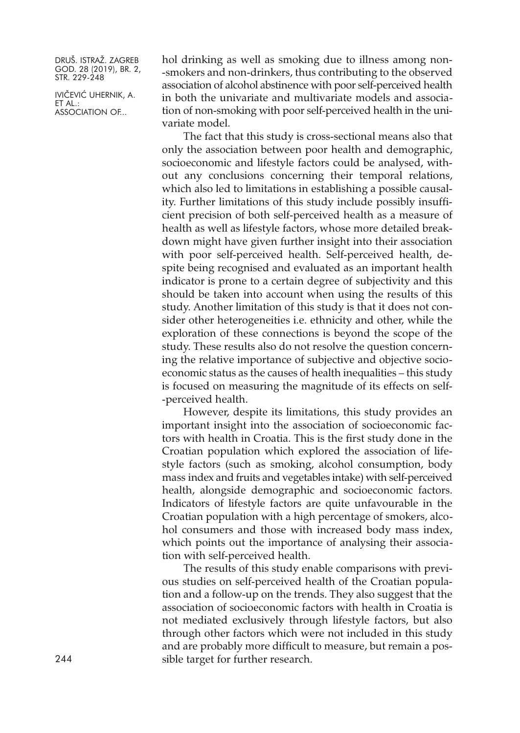hol drinking as well as smoking due to illness among non-smokers and non-drinkers, thus contributing to the observed association of alcohol abstinence with poor self-perceived health in both the univariate and multivariate models and association of non-smoking with poor self-perceived health in the univariate model.

The fact that this study is cross-sectional means also that only the association between poor health and demographic, socioeconomic and lifestyle factors could be analysed, without any conclusions concerning their temporal relations, which also led to limitations in establishing a possible causality. Further limitations of this study include possibly insufficient precision of both self-perceived health as a measure of health as well as lifestyle factors, whose more detailed breakdown might have given further insight into their association with poor self-perceived health. Self-perceived health, despite being recognised and evaluated as an important health indicator is prone to a certain degree of subjectivity and this should be taken into account when using the results of this study. Another limitation of this study is that it does not consider other heterogeneities i.e. ethnicity and other, while the exploration of these connections is beyond the scope of the study. These results also do not resolve the question concerning the relative importance of subjective and objective socioeconomic status as the causes of health inequalities – this study is focused on measuring the magnitude of its effects on self-perceived health.

However, despite its limitations, this study provides an important insight into the association of socioeconomic factors with health in Croatia. This is the first study done in the Croatian population which explored the association of lifestyle factors (such as smoking, alcohol consumption, body mass index and fruits and vegetables intake) with self-perceived health, alongside demographic and socioeconomic factors. Indicators of lifestyle factors are quite unfavourable in the Croatian population with a high percentage of smokers, alcohol consumers and those with increased body mass index, which points out the importance of analysing their association with self-perceived health.

The results of this study enable comparisons with previous studies on self-perceived health of the Croatian population and a follow-up on the trends. They also suggest that the association of socioeconomic factors with health in Croatia is not mediated exclusively through lifestyle factors, but also through other factors which were not included in this study and are probably more difficult to measure, but remain a possible target for further research.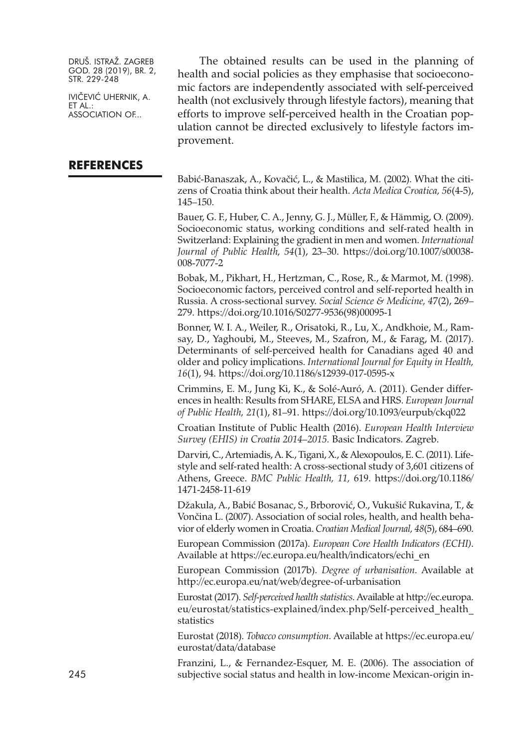The obtained results can be used in the planning of health and social policies as they emphasise that socioeconomic factors are independently associated with self-perceived health (not exclusively through lifestyle factors), meaning that efforts to improve self-perceived health in the Croatian population cannot be directed exclusively to lifestyle factors improvement.

## REFERENCES

Babić-Banaszak, A., Kovačić, L., & Mastilica, M. (2002). What the citizens of Croatia think about their health. *Acta Medica Croatica, 56*(4-5), 145–150.

Bauer, G. F., Huber, C. A., Jenny, G. J., Müller, F., & Hämmig, O. (2009). Socioeconomic status, working conditions and self-rated health in Switzerland: Explaining the gradient in men and women. *International Journal of Public Health, 54*(1), 23–30. https://doi.org/10.1007/s00038-008-7077-2

Bobak, M., Pikhart, H., Hertzman, C., Rose, R., & Marmot, M. (1998). Socioeconomic factors, perceived control and self-reported health in Russia. A cross-sectional survey. *Social Science & Medicine, 47*(2), 269–279. https://doi.org/10.1016/S0277-9536(98)00095-1

Bonner, W. I. A., Weiler, R., Orisatoki, R., Lu, X., Andkhoie, M., Ramsay, D., Yaghoubi, M., Steeves, M., Szafron, M., & Farag, M. (2017). Determinants of self-perceived health for Canadians aged 40 and older and policy implications. *International Journal for Equity in Health, 16*(1), 94. https://doi.org/10.1186/s12939-017-0595-x

Crimmins, E. M., Jung Ki, K., & Solé-Auró, A. (2011). Gender differences in health: Results from SHARE, ELSA and HRS. *European Journal of Public Health, 21*(1), 81–91. https://doi.org/10.1093/eurpub/ckq022

Croatian Institute of Public Health (2016). *European Health Interview Survey (EHIS) in Croatia 2014–2015.* Basic Indicators. Zagreb.

Darviri, C., Artemiadis, A. K., Tigani, X., & Alexopoulos, E. C. (2011). Lifestyle and self-rated health: A cross-sectional study of 3,601 citizens of Athens, Greece. *BMC Public Health, 11,* 619. https://doi.org/10.1186/1471-2458-11-619

Džakula, A., Babić Bosanac, S., Brborović, O., Vukušić Rukavina, T., & Vončina L. (2007). Association of social roles, health, and health behavior of elderly women in Croatia. *Croatian Medical Journal, 48*(5), 684–690.

European Commission (2017a). *European Core Health Indicators (ECHI)*. Available at https://ec.europa.eu/health/indicators/echi_en

European Commission (2017b). *Degree of urbanisation*. Available at http://ec.europa.eu/nat/web/degree-of-urbanisation

Eurostat (2017). *Self-perceived health statistics*. Available at http://ec.europa.eu/eurostat/statistics-explained/index.php/Self-perceived_health_statistics

Eurostat (2018). *Tobacco consumption*. Available at https://ec.europa.eu/eurostat/data/database

Franzini, L., & Fernandez-Esquer, M. E. (2006). The association of subjective social status and health in low-income Mexican-origin in-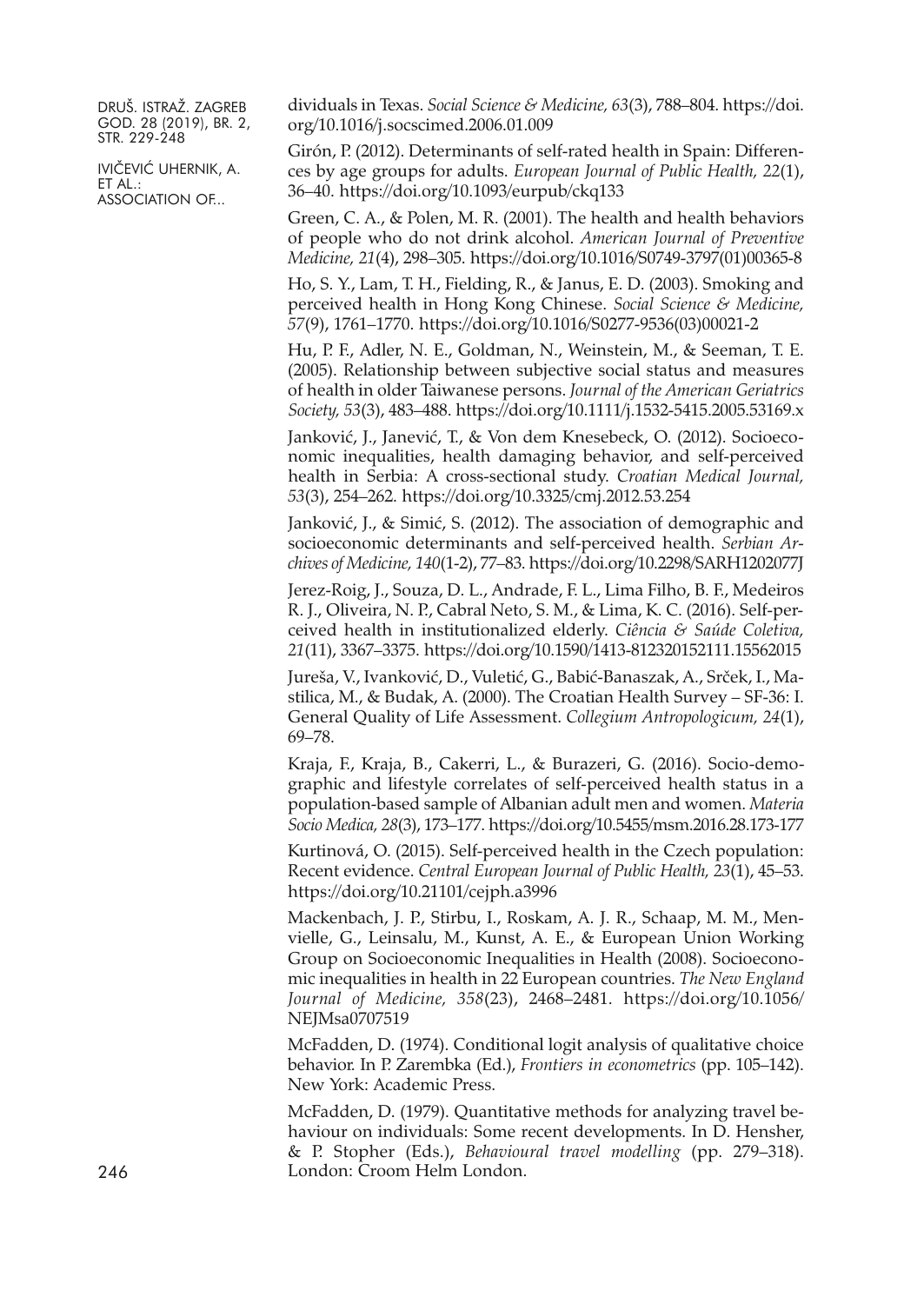dividuals in Texas. *Social Science & Medicine, 63*(3), 788–804. https://doi.org/10.1016/j.socscimed.2006.01.009

Girón, P. (2012). Determinants of self-rated health in Spain: Differences by age groups for adults. *European Journal of Public Health, 22*(1), 36–40. https://doi.org/10.1093/eurpub/ckq133

Green, C. A., & Polen, M. R. (2001). The health and health behaviors of people who do not drink alcohol. *American Journal of Preventive Medicine, 21*(4), 298–305. https://doi.org/10.1016/S0749-3797(01)00365-8

Ho, S. Y., Lam, T. H., Fielding, R., & Janus, E. D. (2003). Smoking and perceived health in Hong Kong Chinese. *Social Science & Medicine, 57*(9), 1761–1770. https://doi.org/10.1016/S0277-9536(03)00021-2

Hu, P. F., Adler, N. E., Goldman, N., Weinstein, M., & Seeman, T. E. (2005). Relationship between subjective social status and measures of health in older Taiwanese persons. *Journal of the American Geriatrics Society, 53*(3), 483–488. https://doi.org/10.1111/j.1532-5415.2005.53169.x

Janković, J., Janević, T., & Von dem Knesebeck, O. (2012). Socioeconomic inequalities, health damaging behavior, and self-perceived health in Serbia: A cross-sectional study. *Croatian Medical Journal, 53*(3), 254–262. https://doi.org/10.3325/cmj.2012.53.254

Janković, J., & Simić, S. (2012). The association of demographic and socioeconomic determinants and self-perceived health. *Serbian Archives of Medicine, 140*(1-2), 77–83. https://doi.org/10.2298/SARH1202077J

Jerez-Roig, J., Souza, D. L., Andrade, F. L., Lima Filho, B. F., Medeiros R. J., Oliveira, N. P., Cabral Neto, S. M., & Lima, K. C. (2016). Self-perceived health in institutionalized elderly. *Ciência & Saúde Coletiva, 21*(11), 3367–3375. https://doi.org/10.1590/1413-812320152111.15562015

Jureša, V., Ivanković, D., Vuletić, G., Babić-Banaszak, A., Srček, I., Mastilica, M., & Budak, A. (2000). The Croatian Health Survey – SF-36: I. General Quality of Life Assessment. *Collegium Antropologicum, 24*(1), 69–78.

Kraja, F., Kraja, B., Cakerri, L., & Burazeri, G. (2016). Socio-demographic and lifestyle correlates of self-perceived health status in a population-based sample of Albanian adult men and women. *Materia Socio Medica, 28*(3), 173–177. https://doi.org/10.5455/msm.2016.28.173-177

Kurtinová, O. (2015). Self-perceived health in the Czech population: Recent evidence. *Central European Journal of Public Health, 23*(1), 45–53. https://doi.org/10.21101/cejph.a3996

Mackenbach, J. P., Stirbu, I., Roskam, A. J. R., Schaap, M. M., Menvielle, G., Leinsalu, M., Kunst, A. E., & European Union Working Group on Socioeconomic Inequalities in Health (2008). Socioeconomic inequalities in health in 22 European countries. *The New England Journal of Medicine, 358*(23), 2468–2481. https://doi.org/10.1056/NEJMsa0707519

McFadden, D. (1974). Conditional logit analysis of qualitative choice behavior. In P. Zarembka (Ed.), *Frontiers in econometrics* (pp. 105–142). New York: Academic Press.

McFadden, D. (1979). Quantitative methods for analyzing travel behaviour on individuals: Some recent developments. In D. Hensher, & P. Stopher (Eds.), *Behavioural travel modelling* (pp. 279–318). London: Croom Helm London.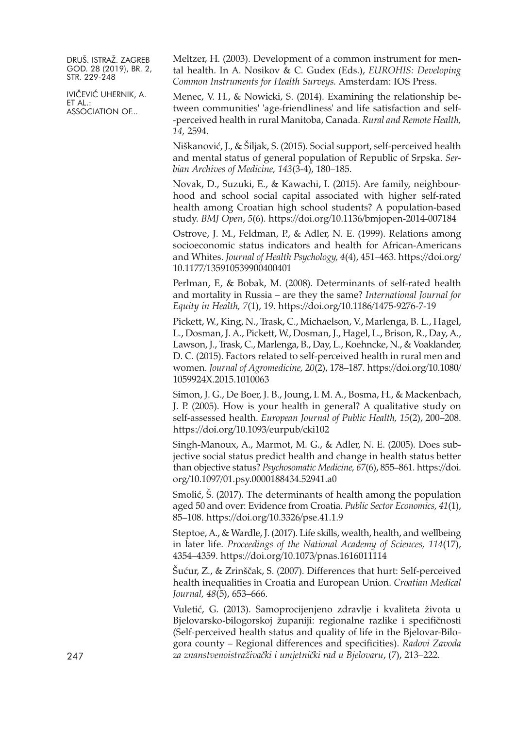Meltzer, H. (2003). Development of a common instrument for mental health. In A. Nosikov & C. Gudex (Eds.), *EUROHIS: Developing Common Instruments for Health Surveys.* Amsterdam: IOS Press.

Menec, V. H., & Nowicki, S. (2014). Examining the relationship between communities' 'age-friendliness' and life satisfaction and self-perceived health in rural Manitoba, Canada. *Rural and Remote Health, 14,* 2594.

Niškanović, J., & Šiljak, S. (2015). Social support, self-perceived health and mental status of general population of Republic of Srpska. *Serbian Archives of Medicine, 143*(3-4), 180–185.

Novak, D., Suzuki, E., & Kawachi, I. (2015). Are family, neighbourhood and school social capital associated with higher self-rated health among Croatian high school students? A population-based study. *BMJ Open*, *5*(6). https://doi.org/10.1136/bmjopen-2014-007184

Ostrove, J. M., Feldman, P., & Adler, N. E. (1999). Relations among socioeconomic status indicators and health for African-Americans and Whites. *Journal of Health Psychology, 4*(4), 451–463. https://doi.org/10.1177/135910539900400401

Perlman, F., & Bobak, M. (2008). Determinants of self-rated health and mortality in Russia – are they the same? *International Journal for Equity in Health, 7*(1), 19. https://doi.org/10.1186/1475-9276-7-19

Pickett, W., King, N., Trask, C., Michaelson, V., Marlenga, B. L., Hagel, L., Dosman, J. A., Pickett, W., Dosman, J., Hagel, L., Brison, R., Day, A., Lawson, J., Trask, C., Marlenga, B., Day, L., Koehncke, N., & Voaklander, D. C. (2015). Factors related to self-perceived health in rural men and women. *Journal of Agromedicine, 20*(2), 178–187. https://doi.org/10.1080/1059924X.2015.1010063

Simon, J. G., De Boer, J. B., Joung, I. M. A., Bosma, H., & Mackenbach, J. P. (2005). How is your health in general? A qualitative study on self-assessed health. *European Journal of Public Health, 15*(2), 200–208. https://doi.org/10.1093/eurpub/cki102

Singh-Manoux, A., Marmot, M. G., & Adler, N. E. (2005). Does subjective social status predict health and change in health status better than objective status? *Psychosomatic Medicine, 67*(6), 855–861. https://doi.org/10.1097/01.psy.0000188434.52941.a0

Smolić, Š. (2017). The determinants of health among the population aged 50 and over: Evidence from Croatia. *Public Sector Economics, 41*(1), 85–108. https://doi.org/10.3326/pse.41.1.9

Steptoe, A., & Wardle, J. (2017). Life skills, wealth, health, and wellbeing in later life. *Proceedings of the National Academy of Sciences, 114*(17), 4354–4359. https://doi.org/10.1073/pnas.1616011114

Šućur, Z., & Zrinščak, S. (2007). Differences that hurt: Self-perceived health inequalities in Croatia and European Union. *Croatian Medical Journal, 48*(5), 653–666.

Vuletić, G. (2013). Samoprocijenjeno zdravlje i kvaliteta života u Bjelovarsko-bilogorskoj županiji: regionalne razlike i specifičnosti (Self-perceived health status and quality of life in the Bjelovar-Bilogora county – Regional differences and specificities). *Radovi Zavoda za znanstvenoistraživački i umjetnički rad u Bjelovaru*, (7), 213–222.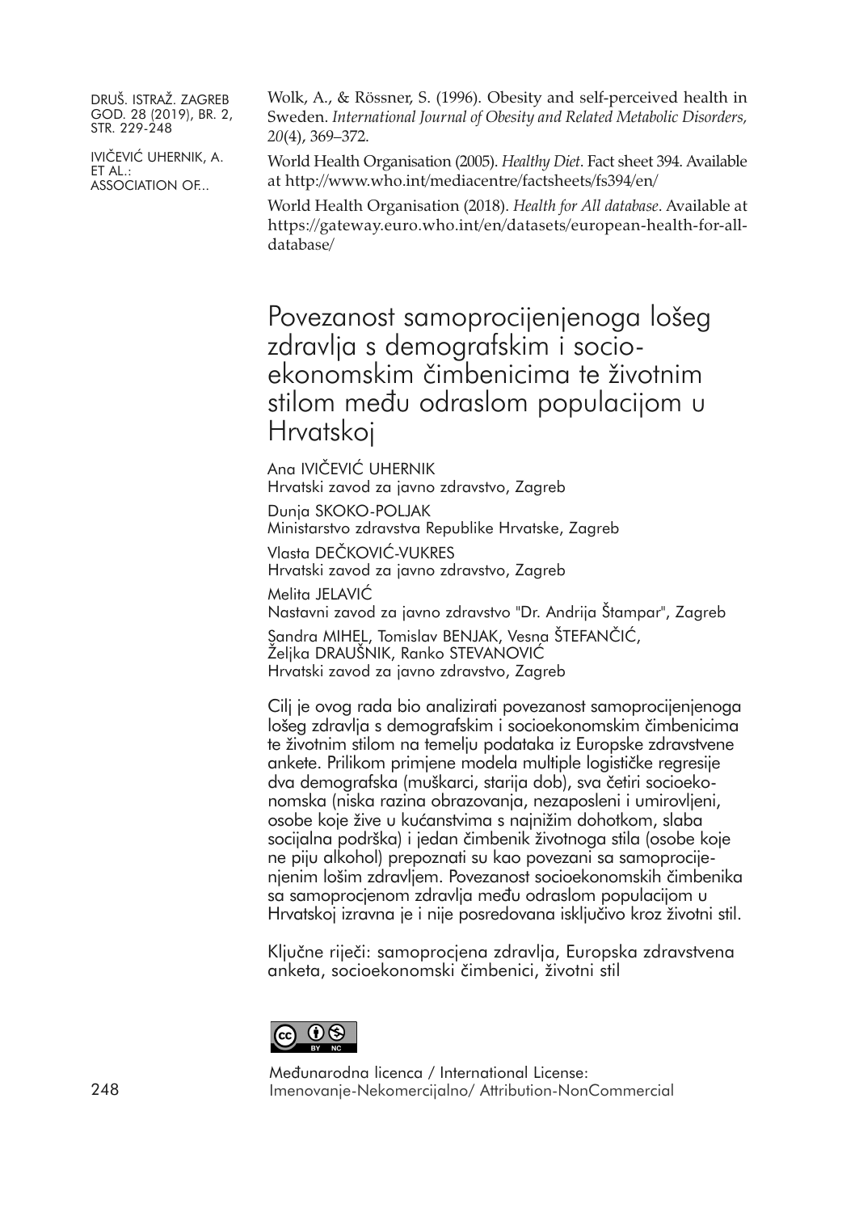Wolk, A., & Rössner, S. (1996). Obesity and self-perceived health in Sweden. *International Journal of Obesity and Related Metabolic Disorders, 20*(4), 369–372.

World Health Organisation (2005). *Healthy Diet*. Fact sheet 394. Available at http://www.who.int/mediacentre/factsheets/fs394/en/

World Health Organisation (2018). *Health for All database*. Available at https://gateway.euro.who.int/en/datasets/european-health-for-all-database/

# Povezanost samoprocijenjenoga lošeg zdravlja s demografskim i socio-ekonomskim čimbenicima te životnim stilom među odraslom populacijom u Hrvatskoj

Ana IVIČEVIĆ UHERNIK
Hrvatski zavod za javno zdravstvo, Zagreb

Dunja SKOKO-POLJAK
Ministarstvo zdravstva Republike Hrvatske, Zagreb

Vlasta DEČKOVIĆ-VUKRES
Hrvatski zavod za javno zdravstvo, Zagreb

Melita JELAVIĆ
Nastavni zavod za javno zdravstvo "Dr. Andrija Štampar", Zagreb

Sandra MIHEL, Tomislav BENJAK, Vesna ŠTEFANČIĆ, Željka DRAUŠNIK, Ranko STEVANOVIĆ
Hrvatski zavod za javno zdravstvo, Zagreb

Cilj je ovog rada bio analizirati povezanost samoprocijenjenoga lošeg zdravlja s demografskim i socioekonomskim čimbenicima te životnim stilom na temelju podataka iz Europske zdravstvene ankete. Prilikom primjene modela multiple logističke regresije dva demografska (muškarci, starija dob), sva četiri socioekonomska (niska razina obrazovanja, nezaposleni i umirovljeni, osobe koje žive u kućanstvima s najnižim dohotkom, slaba socijalna podrška) i jedan čimbenik životnoga stila (osobe koje ne piju alkohol) prepoznati su kao povezani sa samoprocijenjenim lošim zdravljem. Povezanost socioekonomskih čimbenika sa samoprocjenom zdravlja među odraslom populacijom u Hrvatskoj izravna je i nije posredovana isključivo kroz životni stil.

Ključne riječi: samoprocjena zdravlja, Europska zdravstvena anketa, socioekonomski čimbenici, životni stil

Međunarodna licenca / International License:
Imenovanje-Nekomercijalno/ Attribution-NonCommercial